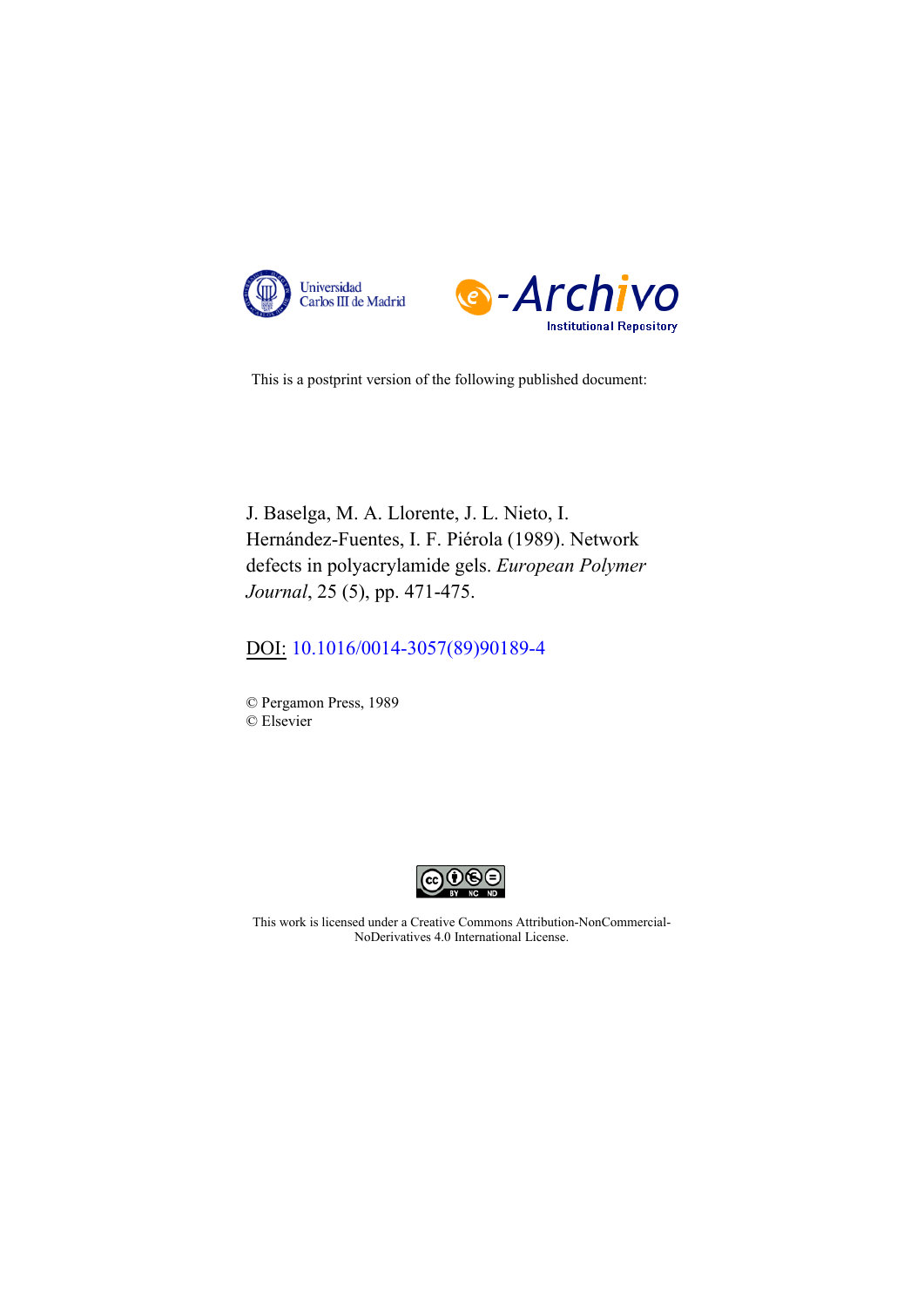Universidad Carlos III de Madrid

e-Archivo Institutional Repository

This is a postprint version of the following published document:

J. Baselga, M. A. Llorente, J. L. Nieto, I. Hernández-Fuentes, I. F. Piérola (1989). Network defects in polyacrylamide gels. *European Polymer Journal*, 25 (5), pp. 471-475.

DOI: 10.1016/0014-3057(89)90189-4

© Pergamon Press, 1989
© Elsevier

This work is licensed under a Creative Commons Attribution-NonCommercial-NoDerivatives 4.0 International License.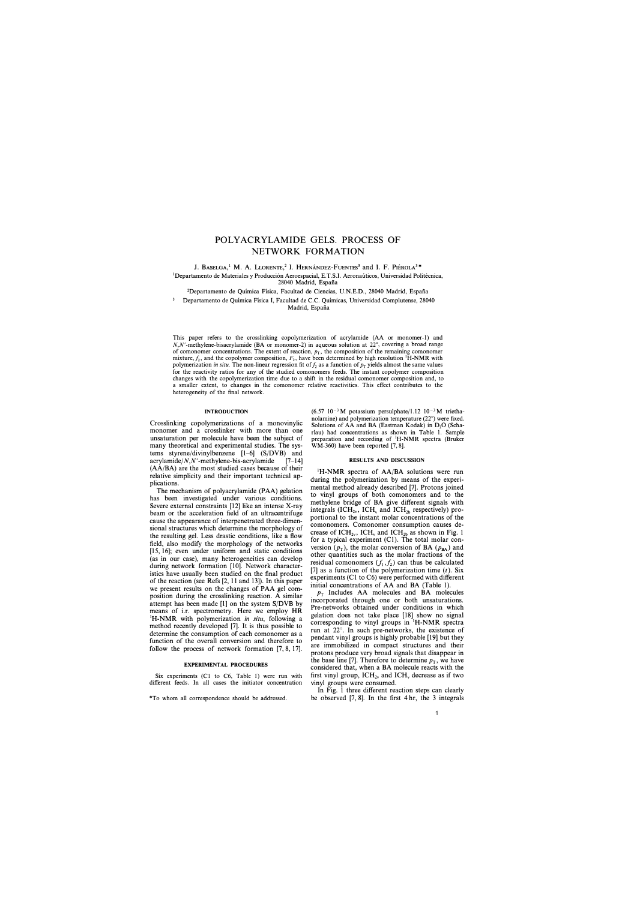# POLYACRYLAMIDE GELS. PROCESS OF NETWORK FORMATION

J. Baselga,[1] M. A. Llorente,[2] I. Hernández-Fuentes[3] and I. F. Piérola[3]*

[1]Departamento de Materiales y Producción Aeroespacial, E.T.S.I. Aeronaúticos, Universidad Politécnica, 28040 Madrid, España

[2]Departamento de Química Física, Facultad de Ciencias, U.N.E.D., 28040 Madrid, España

[3] Departamento de Química Física I, Facultad de C.C. Químicas, Universidad Complutense, 28040 Madrid, España

This paper refers to the crosslinking copolymerization of acrylamide (AA or monomer-1) and *N*,*N*′-methylene-bisacrylamide (BA or monomer-2) in aqueous solution at 22°, covering a broad range of comonomer concentrations. The extent of reaction, $p_T$, the composition of the remaining comonomer mixture, $f_2$, and the copolymer composition, $F_2$, have been determined by high resolution $^1$H-NMR with polymerization *in situ*. The non-linear regression fit of $f_2$ as a function of $p_T$ yields almost the same values for the reactivity ratios for any of the studied comonomers feeds. The instant copolymer composition changes with the copolymerization time due to a shift in the residual comonomer composition and, to a smaller extent, to changes in the comonomer relative reactivities. This effect contributes to the heterogeneity of the final network.

## INTRODUCTION

Crosslinking copolymerizations of a monovinylic monomer and a crosslinker with more than one unsaturation per molecule have been the subject of many theoretical and experimental studies. The systems styrene/divinylbenzene [1–6] (S/DVB) and acrylamide/*N*,*N*′-methylene-bis-acrylamide [7–14] (AA/BA) are the most studied cases because of their relative simplicity and their important technical applications.

The mechanism of polyacrylamide (PAA) gelation has been investigated under various conditions. Severe external constraints [12] like an intense X-ray beam or the acceleration field of an ultracentrifuge cause the appearance of interpenetrated three-dimensional structures which determine the morphology of the resulting gel. Less drastic conditions, like a flow field, also modify the morphology of the networks [15, 16]; even under uniform and static conditions (as in our case), many heterogeneities can develop during network formation [10]. Network characteristics have usually been studied on the final product of the reaction (see Refs [2, 11 and 13]). In this paper we present results on the changes of PAA gel composition during the crosslinking reaction. A similar attempt has been made [1] on the system S/DVB by means of i.r. spectrometry. Here we employ HR $^1$H-NMR with polymerization *in situ*, following a method recently developed [7]. It is thus possible to determine the consumption of each comonomer as a function of the overall conversion and therefore to follow the process of network formation [7, 8, 17].

## EXPERIMENTAL PROCEDURES

Six experiments (C1 to C6, Table 1) were run with different feeds. In all cases the initiator concentration ($6.57\ 10^{-3}$ M potassium persulphate/$1.12\ 10^{-3}$ M triethanolamine) and polymerization temperature (22°) were fixed. Solutions of AA and BA (Eastman Kodak) in $D_2O$ (Scharlau) had concentrations as shown in Table 1. Sample preparation and recording of $^1$H-NMR spectra (Bruker WM-360) have been reported [7, 8].

## RESULTS AND DISCUSSION

$^1$H-NMR spectra of AA/BA solutions were run during the polymerization by means of the experimental method already described [7]. Protons joined to vinyl groups of both comonomers and to the methylene bridge of BA give different signals with integrals ($ICH_{2v}$, $ICH_v$ and $ICH_{2b}$ respectively) proportional to the instant molar concentrations of the comonomers. Comonomer consumption causes decrease of $ICH_{2v}$, $ICH_v$ and $ICH_{2b}$ as shown in Fig. 1 for a typical experiment (C1). The total molar conversion ($p_T$), the molar conversion of BA ($p_{BA}$) and other quantities such as the molar fractions of the residual comonomers ($f_1, f_2$) can thus be calculated [7] as a function of the polymerization time ($t$). Six experiments (C1 to C6) were performed with different initial concentrations of AA and BA (Table 1).

$p_T$ Includes AA molecules and BA molecules incorporated through one or both unsaturations. Pre-networks obtained under conditions in which gelation does not take place [18] show no signal corresponding to vinyl groups in $^1$H-NMR spectra run at 22°. In such pre-networks, the existence of pendant vinyl groups is highly probable [19] but they are immobilized in compact structures and their protons produce very broad signals that disappear in the base line [7]. Therefore to determine $p_T$, we have considered that, when a BA molecule reacts with the first vinyl group, $ICH_{2v}$ and $ICH_v$ decrease as if two vinyl groups were consumed.

In Fig. 1 three different reaction steps can clearly be observed [7, 8]. In the first 4 hr, the 3 integrals

*To whom all correspondence should be addressed.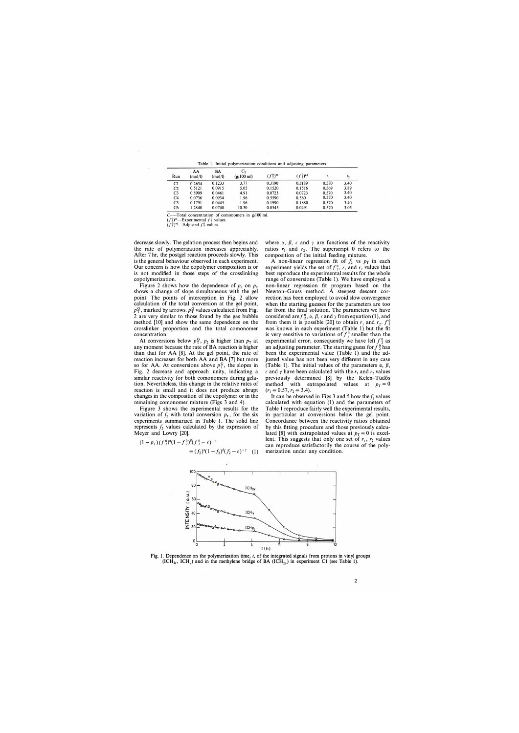Table 1. Initial polymerization conditions and adjusting parameters

| Run | AA (mol/l) | BA (mol/l) | $C_T$ (g/100 ml) | $(f_2^0)^{ex}$ | $(f_2^0)^{ad}$ | $r_1$ | $r_2$ |
|---|---|---|---|---|---|---|---|
| C1 | 0.2634 | 0.1233 | 3.77 | 0.3190 | 0.3189 | 0.570 | 3.40 |
| C2 | 0.5121 | 0.0915 | 5.05 | 0.1520 | 0.1516 | 0.569 | 3.89 |
| C3 | 0.5909 | 0.0461 | 4.91 | 0.0723 | 0.0723 | 0.570 | 3.40 |
| C4 | 0.0736 | 0.0934 | 1.96 | 0.5590 | 0.560 | 0.570 | 3.40 |
| C5 | 0.1791 | 0.0445 | 1.96 | 0.1990 | 0.1880 | 0.570 | 3.40 |
| C6 | 1.2840 | 0.0740 | 10.30 | 0.0545 | 0.0491 | 0.570 | 3.05 |

$C_T$—Total concentration of comonomers in g/100 ml.
$(f_2^0)^{ex}$—Experimental $f_2^0$ values.
$(f_2^0)^{ad}$—Adjusted $f_2^0$ values.

decrease slowly. The gelation process then begins and the rate of polymerization increases appreciably. After 7 hr, the postgel reaction proceeds slowly. This is the general behaviour observed in each experiment. Our concern is how the copolymer composition is or is not modified in those steps of the crosslinking copolymerization.

Figure 2 shows how the dependence of $p_2$ on $p_T$ shows a change of slope simultaneous with the gel point. The points of interception in Fig. 2 allow calculation of the total conversion at the gel point, $p_T^G$, marked by arrows. $p_T^G$ values calculated from Fig. 2 are very similar to those found by the gas bubble method [10] and show the same dependence on the crosslinker proportion and the total comonomer concentration.

At conversions below $p_T^G$, $p_2$ is higher than $p_T$ at any moment because the rate of BA reaction is higher than that for AA [8]. At the gel point, the rate of reaction increases for both AA and BA [7] but more so for AA. At conversions above $p_T^G$, the slopes in Fig. 2 decrease and approach unity, indicating a similar reactivity for both comonomers during gelation. Nevertheless, this change in the relative rates of reaction is small and it does not produce abrupt changes in the composition of the copolymer or in the remaining comonomer mixture (Figs 3 and 4).

Figure 3 shows the experimental results for the variation of $f_2$ with total conversion $p_T$, for the six experiments summarized in Table 1. The solid line represents $f_2$ values calculated by the expression of Meyer and Lowry [20].

$$(1-p_T)(f_2^0)^{\alpha}(1-f_2^0)^{\beta}(f_2^0-\epsilon)^{-\gamma} = (f_2)^{\alpha}(1-f_2)^{\beta}(f_2-\epsilon)^{-\gamma} \quad (1)$$

where $\alpha$, $\beta$, $\epsilon$ and $\gamma$ are functions of the reactivity ratios $r_1$ and $r_2$. The superscript 0 refers to the composition of the initial feeding mixture.

A non-linear regression fit of $f_2$ vs $p_T$ in each experiment yields the set of $f_2^0$, $r_1$ and $r_2$ values that best reproduce the experimental results for the whole range of conversions (Table 1). We have employed a non-linear regression fit program based on the Newton–Gauss method. A steepest descent correction has been employed to avoid slow convergence when the starting guesses for the parameters are too far from the final solution. The parameters we have considered are $f_2^0$, $\alpha$, $\beta$, $\epsilon$ and $\gamma$ from equation (1), and from them it is possible [20] to obtain $r_1$ and $r_2$. $f_2^0$ was known in each experiment (Table 1) but the fit is very sensitive to variations of $f_2^0$ smaller than the experimental error; consequently we have left $f_2^0$ as an adjusting parameter. The starting guess for $f_2^0$ has been the experimental value (Table 1) and the adjusted value has not been very different in any case (Table 1). The initial values of the parameters $\alpha$, $\beta$, $\epsilon$ and $\gamma$ have been calculated with the $r_1$ and $r_2$ values previously determined [8] by the Kelen–Tüdős method with extrapolated values at $p_T = 0$ ($r_1 = 0.57$, $r_2 = 3.4$).

It can be observed in Figs 3 and 5 how the $f_2$ values calculated with equation (1) and the parameters of Table 1 reproduce fairly well the experimental results, in particular at conversions below the gel point. Concordance between the reactivity ratios obtained by this fitting procedure and those previously calculated [8] with extrapolated values at $p_T = 0$ is excellent. This suggests that only one set of $r_1$, $r_2$ values can reproduce satisfactorily the course of the polymerization under any condition.

100
80
60
40
20
0
INTENSITY (a.u.)
0
2
4
6
8
10
t (h)
$ICH_{2V}$
$ICH_V$
$ICH_{2b}$

Fig. 1. Dependence on the polymerization time, $t$, of the integrated signals from protons in vinyl groups ($ICH_{2v}$, $ICH_v$) and in the methylene bridge of BA ($ICH_{2b}$) in experiment C1 (see Table 1).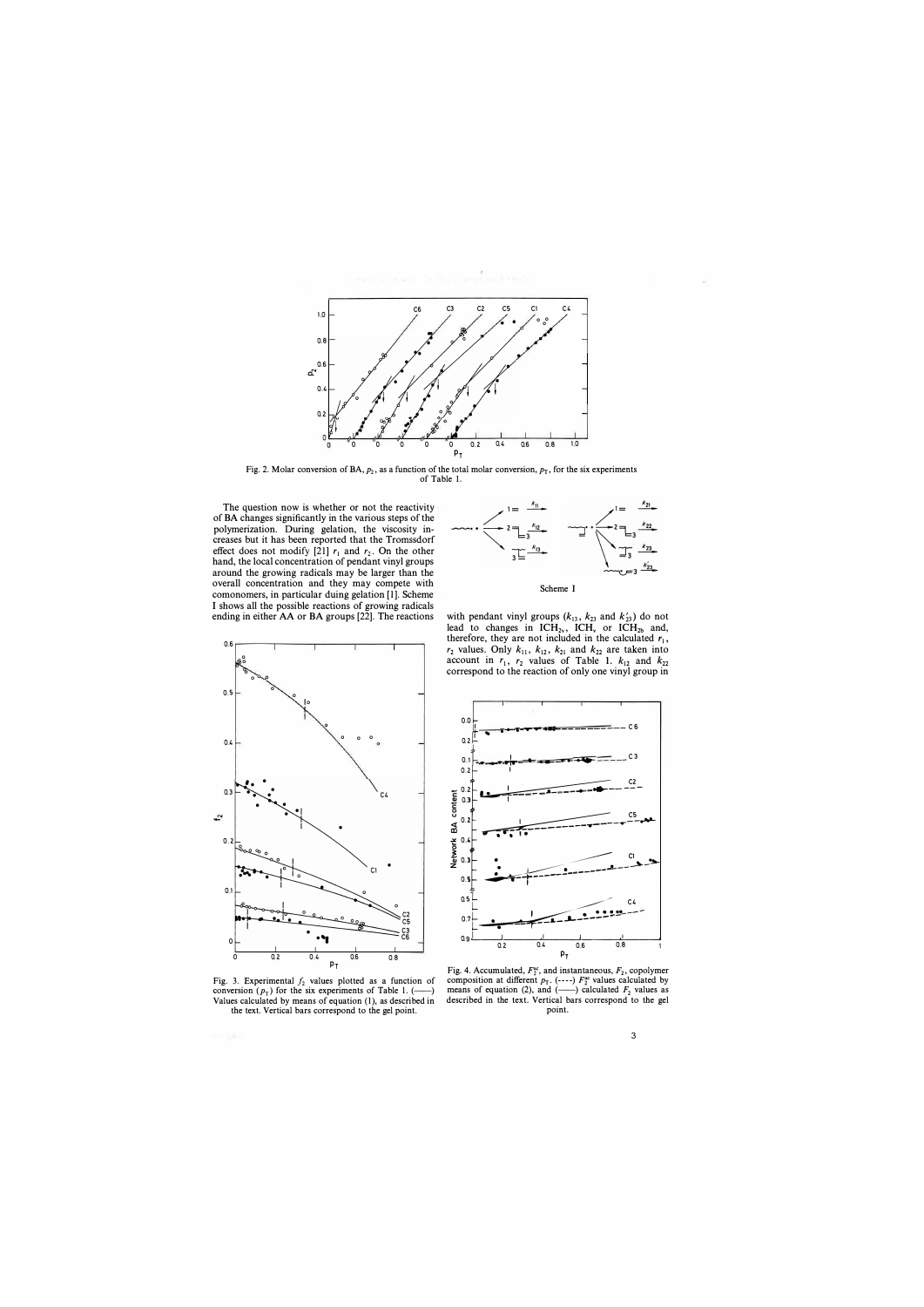C6 C3 C2 C5 C1 C4

1.0

0.8

0.6

$p_2$

0.4

0.2

0 0 0 0 0 0 0.2 0.4 0.6 0.8 1.0

$p_T$

Fig. 2. Molar conversion of BA, $p_2$, as a function of the total molar conversion, $p_T$, for the six experiments of Table 1.

The question now is whether or not the reactivity of BA changes significantly in the various steps of the polymerization. During gelation, the viscosity increases but it has been reported that the Tromssdorf effect does not modify [21] $r_1$ and $r_2$. On the other hand, the local concentration of pendant vinyl groups around the growing radicals may be larger than the overall concentration and they may compete with comonomers, in particular during gelation [1]. Scheme I shows all the possible reactions of growing radicals ending in either AA or BA groups [22]. The reactions with pendant vinyl groups ($k_{13}$, $k_{23}$ and $k'_{23}$) do not lead to changes in $ICH_{2v}$, $ICH_v$ or $ICH_{2b}$ and, therefore, they are not included in the calculated $r_1$, $r_2$ values. Only $k_{11}$, $k_{12}$, $k_{21}$ and $k_{22}$ are taken into account in $r_1$, $r_2$ values of Table 1. $k_{12}$ and $k_{22}$ correspond to the reaction of only one vinyl group in

$k_{11}$ $k_{12}$ $k_{13}$ $k_{21}$ $k_{22}$ $k_{23}$ $k'_{23}$

1 2 3

Scheme I

0.6

0.5

0.4

0.3

$f_2$

0.2

0.1

0

C4

C1

C2

C5

C3

C6

0 0.2 0.4 0.6 0.8

$p_T$

Fig. 3. Experimental $f_2$ values plotted as a function of conversion ($p_T$) for the six experiments of Table 1. (——) Values calculated by means of equation (1), as described in the text. Vertical bars correspond to the gel point.

Network BA content

0.0 0.2 0.1 0.2 0.2 0.3 0.2 0.3 0.4 0.5 0.5 0.7 0.9

C6 C3 C2 C5 C1 C4

0.2 0.4 0.6 0.8 1

$p_T$

Fig. 4. Accumulated, $F_2^{ac}$, and instantaneous, $F_2$, copolymer composition at different $p_T$. (----) $F_2^{ac}$ values calculated by means of equation (2), and (——) calculated $F_2$ values as described in the text. Vertical bars correspond to the gel point.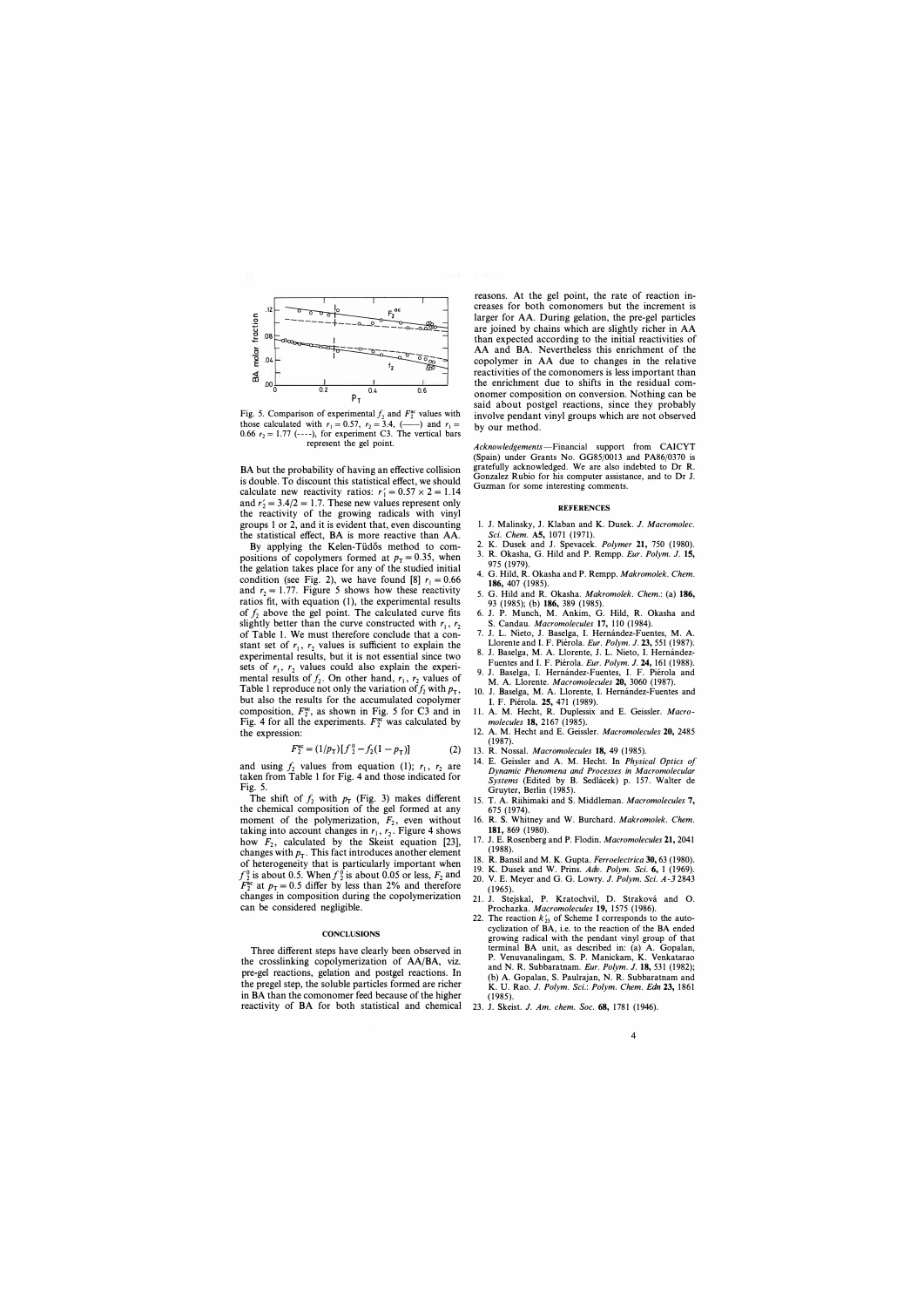BA molar fraction

.12

.08

.04

.00

0 0.2 0.4 0.6

$F_2^{ac}$

$f_2$

$p_T$

Fig. 5. Comparison of experimental $f_2$ and $F_2^{ac}$ values with those calculated with $r_1 = 0.57$, $r_2 = 3.4$, (——) and $r_1 = 0.66$ $r_2 = 1.77$ (----), for experiment C3. The vertical bars represent the gel point.

BA but the probability of having an effective collision is double. To discount this statistical effect, we should calculate new reactivity ratios: $r_1' = 0.57 \times 2 = 1.14$ and $r_2' = 3.4/2 = 1.7$. These new values represent only the reactivity of the growing radicals with vinyl groups 1 or 2, and it is evident that, even discounting the statistical effect, BA is more reactive than AA.

By applying the Kelen-Tüdős method to compositions of copolymers formed at $p_T = 0.35$, when the gelation takes place for any of the studied initial condition (see Fig. 2), we have found [8] $r_1 = 0.66$ and $r_2 = 1.77$. Figure 5 shows how these reactivity ratios fit, with equation (1), the experimental results of $f_2$ above the gel point. The calculated curve fits slightly better than the curve constructed with $r_1$, $r_2$ of Table 1. We must therefore conclude that a constant set of $r_1$, $r_2$ values is sufficient to explain the experimental results, but it is not essential since two sets of $r_1$, $r_2$ values could also explain the experimental results of $f_2$. On other hand, $r_1$, $r_2$ values of Table 1 reproduce not only the variation of $f_2$ with $p_T$, but also the results for the accumulated copolymer composition, $F_2^{ac}$, as shown in Fig. 5 for C3 and in Fig. 4 for all the experiments. $F_2^{ac}$ was calculated by the expression:

$$F_2^{ac} = (1/p_T)[f_2^0 - f_2(1 - p_T)] \qquad (2)$$

and using $f_2$ values from equation (1); $r_1$, $r_2$ are taken from Table 1 for Fig. 4 and those indicated for Fig. 5.

The shift of $f_2$ with $p_T$ (Fig. 3) makes different the chemical composition of the gel formed at any moment of the polymerization, $F_2$, even without taking into account changes in $r_1$, $r_2$. Figure 4 shows how $F_2$, calculated by the Skeist equation [23], changes with $p_T$. This fact introduces another element of heterogeneity that is particularly important when $f_2^0$ is about 0.5. When $f_2^0$ is about 0.05 or less, $F_2$ and $F_2^{ac}$ at $p_T = 0.5$ differ by less than 2% and therefore changes in composition during the copolymerization can be considered negligible.

## CONCLUSIONS

Three different steps have clearly been observed in the crosslinking copolymerization of AA/BA, viz. pre-gel reactions, gelation and postgel reactions. In the pregel step, the soluble particles formed are richer in BA than the comonomer feed because of the higher reactivity of BA for both statistical and chemical reasons. At the gel point, the rate of reaction increases for both comonomers but the increment is larger for AA. During gelation, the pre-gel particles are joined by chains which are slightly richer in AA than expected according to the initial reactivities of AA and BA. Nevertheless this enrichment of the copolymer in AA due to changes in the relative reactivities of the comonomers is less important than the enrichment due to shifts in the residual comonomer composition on conversion. Nothing can be said about postgel reactions, since they probably involve pendant vinyl groups which are not observed by our method.

*Acknowledgements*—Financial support from CAICYT (Spain) under Grants No. GG85/0013 and PA86/0370 is gratefully acknowledged. We are also indebted to Dr R. Gonzalez Rubio for his computer assistance, and to Dr J. Guzman for some interesting comments.

## REFERENCES

1. J. Malinsky, J. Klaban and K. Dusek. *J. Macromolec. Sci. Chem.* **A5**, 1071 (1971).
2. K. Dusek and J. Spevacek. *Polymer* **21**, 750 (1980).
3. R. Okasha, G. Hild and P. Rempp. *Eur. Polym. J.* **15**, 975 (1979).
4. G. Hild, R. Okasha and P. Rempp. *Makromolek. Chem.* **186**, 407 (1985).
5. G. Hild and R. Okasha. *Makromolek. Chem.*: (a) **186**, 93 (1985); (b) **186**, 389 (1985).
6. J. P. Munch, M. Ankim, G. Hild, R. Okasha and S. Candau. *Macromolecules* **17**, 110 (1984).
7. J. L. Nieto, J. Baselga, I. Hernández-Fuentes, M. A. Llorente and I. F. Piérola. *Eur. Polym. J.* **23**, 551 (1987).
8. J. Baselga, M. A. Llorente, J. L. Nieto, I. Hernández-Fuentes and I. F. Piérola. *Eur. Polym. J.* **24**, 161 (1988).
9. J. Baselga, I. Hernández-Fuentes, I. F. Piérola and M. A. Llorente. *Macromolecules* **20**, 3060 (1987).
10. J. Baselga, M. A. Llorente, I. Hernández-Fuentes and I. F. Piérola. **25**, 471 (1989).
11. A. M. Hecht, R. Duplessix and E. Geissler. *Macromolecules* **18**, 2167 (1985).
12. A. M. Hecht and E. Geissler. *Macromolecules* **20**, 2485 (1987).
13. R. Nossal. *Macromolecules* **18**, 49 (1985).
14. E. Geissler and A. M. Hecht. In *Physical Optics of Dynamic Phenomena and Processes in Macromolecular Systems* (Edited by B. Sedlácek) p. 157. Walter de Gruyter, Berlin (1985).
15. T. A. Riihimaki and S. Middleman. *Macromolecules* **7**, 675 (1974).
16. R. S. Whitney and W. Burchard. *Makromolek. Chem.* **181**, 869 (1980).
17. J. E. Rosenberg and P. Flodin. *Macromolecules* **21**, 2041 (1988).
18. R. Bansil and M. K. Gupta. *Ferroelectrica* **30**, 63 (1980).
19. K. Dusek and W. Prins. *Adv. Polym. Sci.* **6**, 1 (1969).
20. V. E. Meyer and G. G. Lowry. *J. Polym. Sci. A-3* 2843 (1965).
21. J. Stejskal, P. Kratochvil, D. Straková and O. Prochazka. *Macromolecules* **19**, 1575 (1986).
22. The reaction $k_{23}^{\prime}$ of Scheme I corresponds to the autocyclization of BA, i.e. to the reaction of the BA ended growing radical with the pendant vinyl group of that terminal BA unit, as described in: (a) A. Gopalan, P. Venuvanalingam, S. P. Manickam, K. Venkatarao and N. R. Subbaratnam. *Eur. Polym. J.* **18**, 531 (1982); (b) A. Gopalan, S. Paulrajan, N. R. Subbaratnam and K. U. Rao. *J. Polym. Sci.: Polym. Chem. Edn* **23**, 1861 (1985).
23. J. Skeist. *J. Am. chem. Soc.* **68**, 1781 (1946).